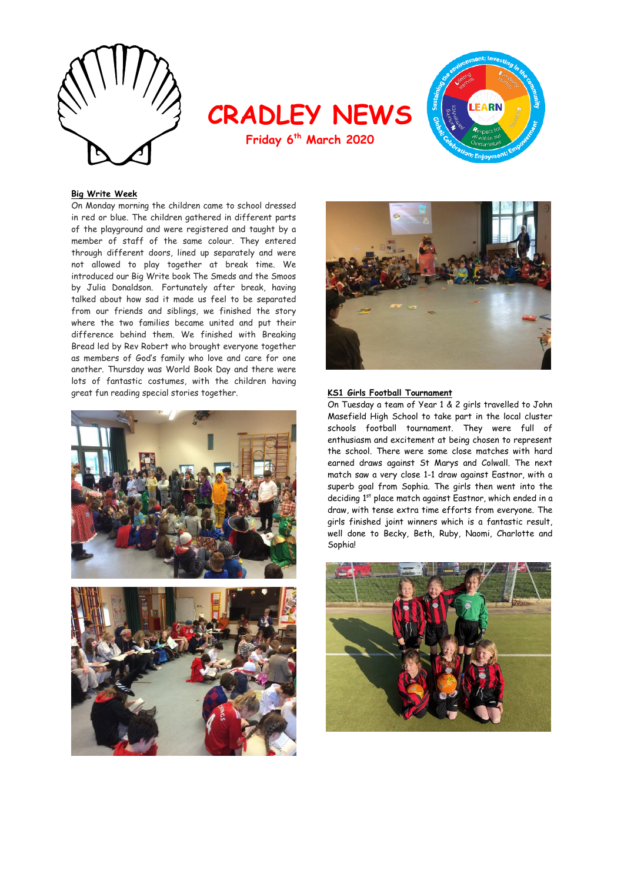# CRADLEY NEWS

**Friday 6th March 2020**

### Big Write Week

On Monday morning the children came to school dressed in red or blue. The children gathered in different parts of the playground and were registered and taught by a member of staff of the same colour. They entered through different doors, lined up separately and were not allowed to play together at break time. We introduced our Big Write book The Smeds and the Smoos by Julia Donaldson. Fortunately after break, having talked about how sad it made us feel to be separated from our friends and siblings, we finished the story where the two families became united and put their difference behind them. We finished with Breaking Bread led by Rev Robert who brought everyone together as members of God's family who love and care for one another. Thursday was World Book Day and there were lots of fantastic costumes, with the children having great fun reading special stories together.

### KS1 Girls Football Tournament

On Tuesday a team of Year 1 & 2 girls travelled to John Masefield High School to take part in the local cluster schools football tournament. They were full of enthusiasm and excitement at being chosen to represent the school. There were some close matches with hard earned draws against St Marys and Colwall. The next match saw a very close 1-1 draw against Eastnor, with a superb goal from Sophia. The girls then went into the deciding 1st place match against Eastnor, which ended in a draw, with tense extra time efforts from everyone. The girls finished joint winners which is a fantastic result, well done to Becky, Beth, Ruby, Naomi, Charlotte and Sophia!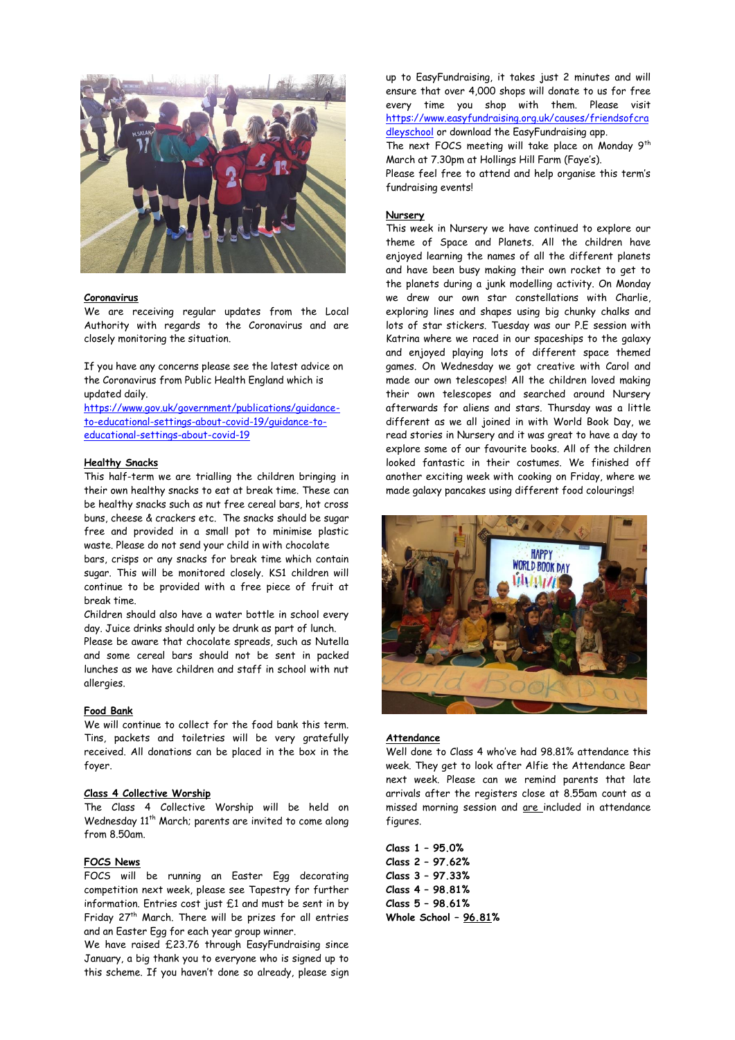**Coronavirus**

We are receiving regular updates from the Local Authority with regards to the Coronavirus and are closely monitoring the situation.

If you have any concerns please see the latest advice on the Coronavirus from Public Health England which is updated daily.

https://www.gov.uk/government/publications/guidance-to-educational-settings-about-covid-19/guidance-to-educational-settings-about-covid-19

**Healthy Snacks**

This half-term we are trialling the children bringing in their own healthy snacks to eat at break time. These can be healthy snacks such as nut free cereal bars, hot cross buns, cheese & crackers etc. The snacks should be sugar free and provided in a small pot to minimise plastic waste. Please do not send your child in with chocolate bars, crisps or any snacks for break time which contain sugar. This will be monitored closely. KS1 children will continue to be provided with a free piece of fruit at break time.

Children should also have a water bottle in school every day. Juice drinks should only be drunk as part of lunch.

Please be aware that chocolate spreads, such as Nutella and some cereal bars should not be sent in packed lunches as we have children and staff in school with nut allergies.

**Food Bank**

We will continue to collect for the food bank this term. Tins, packets and toiletries will be very gratefully received. All donations can be placed in the box in the foyer.

**Class 4 Collective Worship**

The Class 4 Collective Worship will be held on Wednesday 11th March; parents are invited to come along from 8.50am.

**FOCS News**

FOCS will be running an Easter Egg decorating competition next week, please see Tapestry for further information. Entries cost just £1 and must be sent in by Friday 27th March. There will be prizes for all entries and an Easter Egg for each year group winner.

We have raised £23.76 through EasyFundraising since January, a big thank you to everyone who is signed up to this scheme. If you haven't done so already, please sign up to EasyFundraising, it takes just 2 minutes and will ensure that over 4,000 shops will donate to us for free every time you shop with them. Please visit https://www.easyfundraising.org.uk/causes/friendsofcradleyschool or download the EasyFundraising app.

The next FOCS meeting will take place on Monday 9th March at 7.30pm at Hollings Hill Farm (Faye's).

Please feel free to attend and help organise this term's fundraising events!

**Nursery**

This week in Nursery we have continued to explore our theme of Space and Planets. All the children have enjoyed learning the names of all the different planets and have been busy making their own rocket to get to the planets during a junk modelling activity. On Monday we drew our own star constellations with Charlie, exploring lines and shapes using big chunky chalks and lots of star stickers. Tuesday was our P.E session with Katrina where we raced in our spaceships to the galaxy and enjoyed playing lots of different space themed games. On Wednesday we got creative with Carol and made our own telescopes! All the children loved making their own telescopes and searched around Nursery afterwards for aliens and stars. Thursday was a little different as we all joined in with World Book Day, we read stories in Nursery and it was great to have a day to explore some of our favourite books. All of the children looked fantastic in their costumes. We finished off another exciting week with cooking on Friday, where we made galaxy pancakes using different food colourings!

**Attendance**

Well done to Class 4 who've had 98.81% attendance this week. They get to look after Alfie the Attendance Bear next week. Please can we remind parents that late arrivals after the registers close at 8.55am count as a missed morning session and are included in attendance figures.

**Class 1 – 95.0%**
**Class 2 – 97.62%**
**Class 3 – 97.33%**
**Class 4 – 98.81%**
**Class 5 – 98.61%**
**Whole School – 96.81%**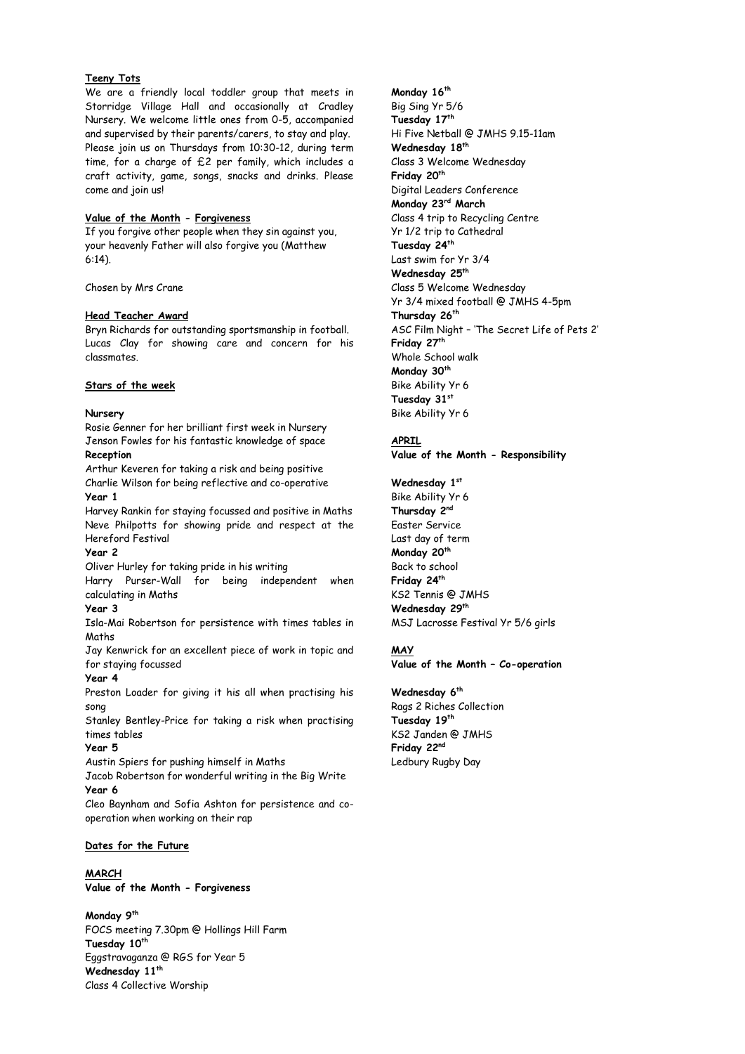## Teeny Tots

We are a friendly local toddler group that meets in Storridge Village Hall and occasionally at Cradley Nursery. We welcome little ones from 0-5, accompanied and supervised by their parents/carers, to stay and play. Please join us on Thursdays from 10:30-12, during term time, for a charge of £2 per family, which includes a craft activity, game, songs, snacks and drinks. Please come and join us!

## Value of the Month - Forgiveness

If you forgive other people when they sin against you, your heavenly Father will also forgive you (Matthew 6:14).

Chosen by Mrs Crane

## Head Teacher Award

Bryn Richards for outstanding sportsmanship in football.
Lucas Clay for showing care and concern for his classmates.

## Stars of the week

**Nursery**
Rosie Genner for her brilliant first week in Nursery
Jenson Fowles for his fantastic knowledge of space

**Reception**
Arthur Keveren for taking a risk and being positive
Charlie Wilson for being reflective and co-operative

**Year 1**
Harvey Rankin for staying focussed and positive in Maths
Neve Philpotts for showing pride and respect at the Hereford Festival

**Year 2**
Oliver Hurley for taking pride in his writing
Harry Purser-Wall for being independent when calculating in Maths

**Year 3**
Isla-Mai Robertson for persistence with times tables in Maths
Jay Kenwrick for an excellent piece of work in topic and for staying focussed

**Year 4**
Preston Loader for giving it his all when practising his song
Stanley Bentley-Price for taking a risk when practising times tables

**Year 5**
Austin Spiers for pushing himself in Maths
Jacob Robertson for wonderful writing in the Big Write

**Year 6**
Cleo Baynham and Sofia Ashton for persistence and co-operation when working on their rap

## Dates for the Future

### MARCH
**Value of the Month - Forgiveness**

**Monday 9th**
FOCS meeting 7.30pm @ Hollings Hill Farm
**Tuesday 10th**
Eggstravaganza @ RGS for Year 5
**Wednesday 11th**
Class 4 Collective Worship
**Monday 16th**
Big Sing Yr 5/6
**Tuesday 17th**
Hi Five Netball @ JMHS 9.15-11am
**Wednesday 18th**
Class 3 Welcome Wednesday
**Friday 20th**
Digital Leaders Conference
**Monday 23rd March**
Class 4 trip to Recycling Centre
Yr 1/2 trip to Cathedral
**Tuesday 24th**
Last swim for Yr 3/4
**Wednesday 25th**
Class 5 Welcome Wednesday
Yr 3/4 mixed football @ JMHS 4-5pm
**Thursday 26th**
ASC Film Night – 'The Secret Life of Pets 2'
**Friday 27th**
Whole School walk
**Monday 30th**
Bike Ability Yr 6
**Tuesday 31st**
Bike Ability Yr 6

### APRIL
**Value of the Month - Responsibility**

**Wednesday 1st**
Bike Ability Yr 6
**Thursday 2nd**
Easter Service
Last day of term
**Monday 20th**
Back to school
**Friday 24th**
KS2 Tennis @ JMHS
**Wednesday 29th**
MSJ Lacrosse Festival Yr 5/6 girls

### MAY
**Value of the Month – Co-operation**

**Wednesday 6th**
Rags 2 Riches Collection
**Tuesday 19th**
KS2 Janden @ JMHS
**Friday 22nd**
Ledbury Rugby Day